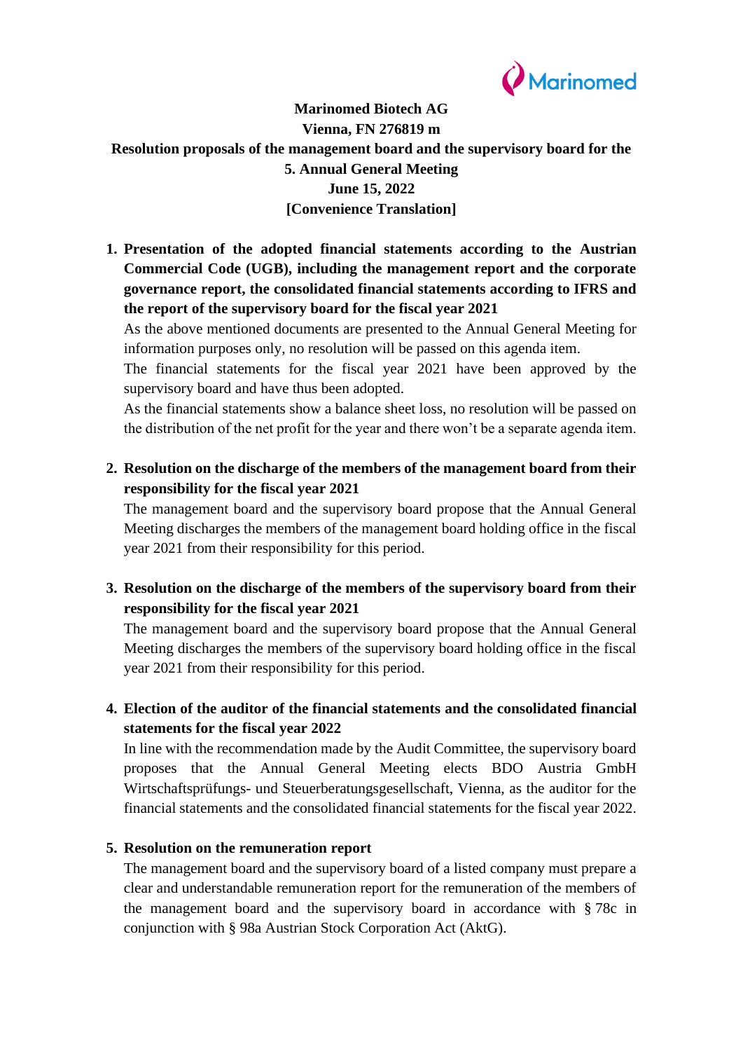**Marinomed Biotech AG**
**Vienna, FN 276819 m**
**Resolution proposals of the management board and the supervisory board for the 5. Annual General Meeting**
**June 15, 2022**
**[Convenience Translation]**

1. **Presentation of the adopted financial statements according to the Austrian Commercial Code (UGB), including the management report and the corporate governance report, the consolidated financial statements according to IFRS and the report of the supervisory board for the fiscal year 2021**

   As the above mentioned documents are presented to the Annual General Meeting for information purposes only, no resolution will be passed on this agenda item.

   The financial statements for the fiscal year 2021 have been approved by the supervisory board and have thus been adopted.

   As the financial statements show a balance sheet loss, no resolution will be passed on the distribution of the net profit for the year and there won't be a separate agenda item.

2. **Resolution on the discharge of the members of the management board from their responsibility for the fiscal year 2021**

   The management board and the supervisory board propose that the Annual General Meeting discharges the members of the management board holding office in the fiscal year 2021 from their responsibility for this period.

3. **Resolution on the discharge of the members of the supervisory board from their responsibility for the fiscal year 2021**

   The management board and the supervisory board propose that the Annual General Meeting discharges the members of the supervisory board holding office in the fiscal year 2021 from their responsibility for this period.

4. **Election of the auditor of the financial statements and the consolidated financial statements for the fiscal year 2022**

   In line with the recommendation made by the Audit Committee, the supervisory board proposes that the Annual General Meeting elects BDO Austria GmbH Wirtschaftsprüfungs- und Steuerberatungsgesellschaft, Vienna, as the auditor for the financial statements and the consolidated financial statements for the fiscal year 2022.

5. **Resolution on the remuneration report**

   The management board and the supervisory board of a listed company must prepare a clear and understandable remuneration report for the remuneration of the members of the management board and the supervisory board in accordance with § 78c in conjunction with § 98a Austrian Stock Corporation Act (AktG).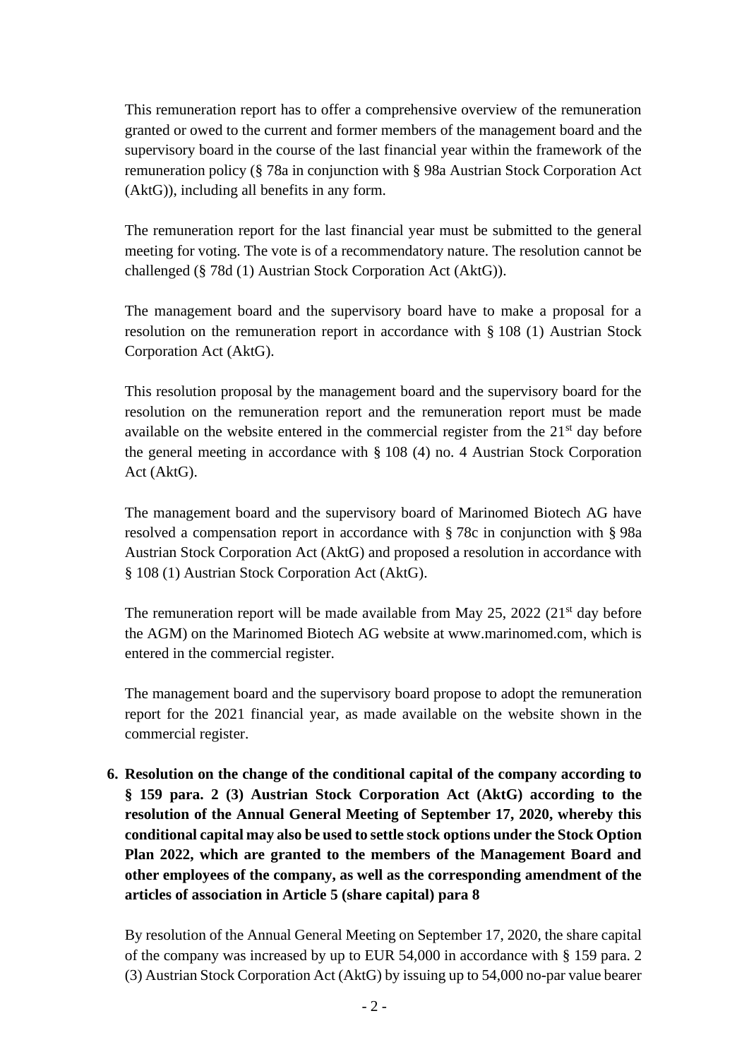This remuneration report has to offer a comprehensive overview of the remuneration granted or owed to the current and former members of the management board and the supervisory board in the course of the last financial year within the framework of the remuneration policy (§ 78a in conjunction with § 98a Austrian Stock Corporation Act (AktG)), including all benefits in any form.

The remuneration report for the last financial year must be submitted to the general meeting for voting. The vote is of a recommendatory nature. The resolution cannot be challenged (§ 78d (1) Austrian Stock Corporation Act (AktG)).

The management board and the supervisory board have to make a proposal for a resolution on the remuneration report in accordance with § 108 (1) Austrian Stock Corporation Act (AktG).

This resolution proposal by the management board and the supervisory board for the resolution on the remuneration report and the remuneration report must be made available on the website entered in the commercial register from the 21st day before the general meeting in accordance with § 108 (4) no. 4 Austrian Stock Corporation Act (AktG).

The management board and the supervisory board of Marinomed Biotech AG have resolved a compensation report in accordance with § 78c in conjunction with § 98a Austrian Stock Corporation Act (AktG) and proposed a resolution in accordance with § 108 (1) Austrian Stock Corporation Act (AktG).

The remuneration report will be made available from May 25, 2022 (21st day before the AGM) on the Marinomed Biotech AG website at www.marinomed.com, which is entered in the commercial register.

The management board and the supervisory board propose to adopt the remuneration report for the 2021 financial year, as made available on the website shown in the commercial register.

6. **Resolution on the change of the conditional capital of the company according to § 159 para. 2 (3) Austrian Stock Corporation Act (AktG) according to the resolution of the Annual General Meeting of September 17, 2020, whereby this conditional capital may also be used to settle stock options under the Stock Option Plan 2022, which are granted to the members of the Management Board and other employees of the company, as well as the corresponding amendment of the articles of association in Article 5 (share capital) para 8**

   By resolution of the Annual General Meeting on September 17, 2020, the share capital of the company was increased by up to EUR 54,000 in accordance with § 159 para. 2 (3) Austrian Stock Corporation Act (AktG) by issuing up to 54,000 no-par value bearer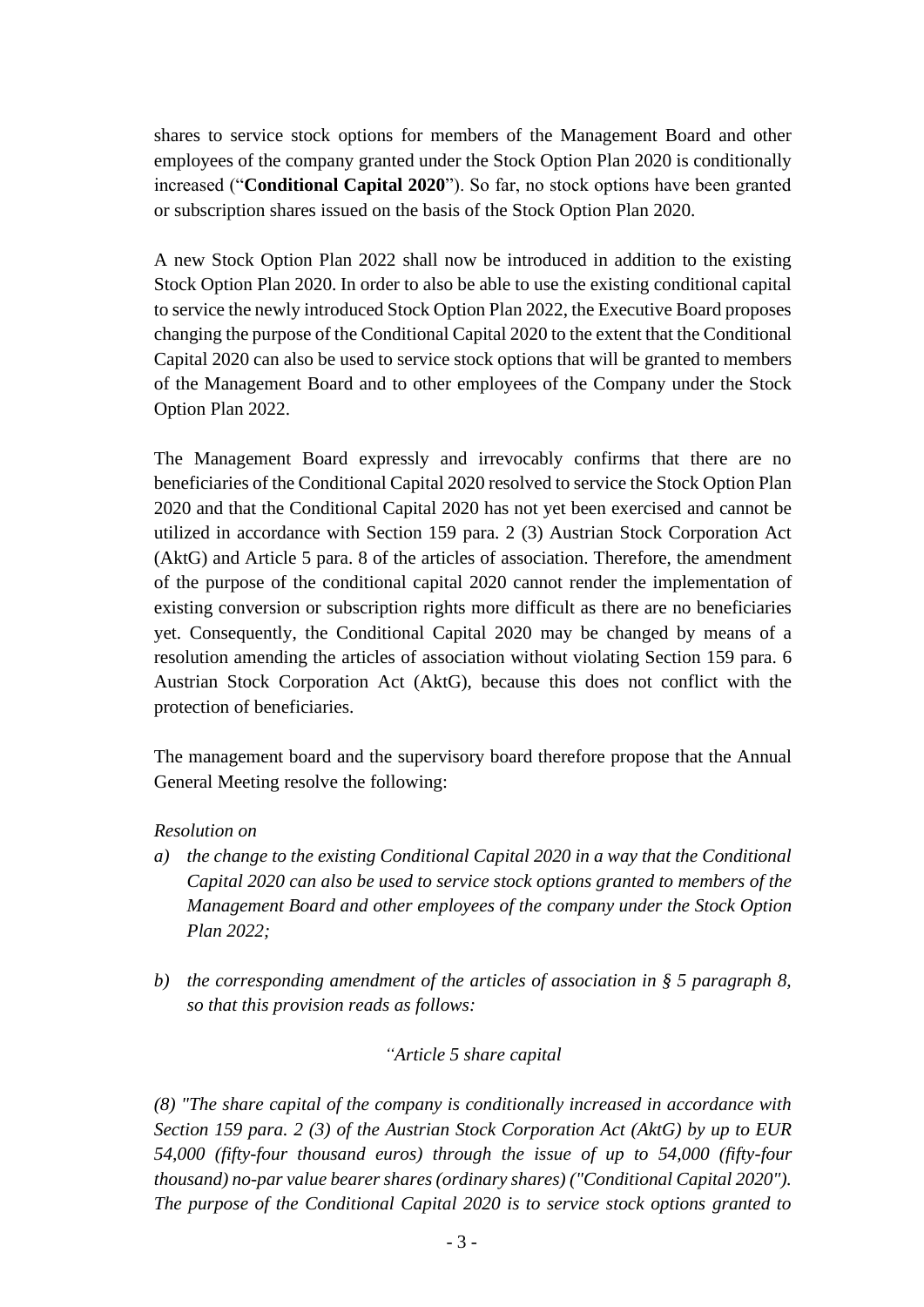shares to service stock options for members of the Management Board and other employees of the company granted under the Stock Option Plan 2020 is conditionally increased ("**Conditional Capital 2020**"). So far, no stock options have been granted or subscription shares issued on the basis of the Stock Option Plan 2020.

A new Stock Option Plan 2022 shall now be introduced in addition to the existing Stock Option Plan 2020. In order to also be able to use the existing conditional capital to service the newly introduced Stock Option Plan 2022, the Executive Board proposes changing the purpose of the Conditional Capital 2020 to the extent that the Conditional Capital 2020 can also be used to service stock options that will be granted to members of the Management Board and to other employees of the Company under the Stock Option Plan 2022.

The Management Board expressly and irrevocably confirms that there are no beneficiaries of the Conditional Capital 2020 resolved to service the Stock Option Plan 2020 and that the Conditional Capital 2020 has not yet been exercised and cannot be utilized in accordance with Section 159 para. 2 (3) Austrian Stock Corporation Act (AktG) and Article 5 para. 8 of the articles of association. Therefore, the amendment of the purpose of the conditional capital 2020 cannot render the implementation of existing conversion or subscription rights more difficult as there are no beneficiaries yet. Consequently, the Conditional Capital 2020 may be changed by means of a resolution amending the articles of association without violating Section 159 para. 6 Austrian Stock Corporation Act (AktG), because this does not conflict with the protection of beneficiaries.

The management board and the supervisory board therefore propose that the Annual General Meeting resolve the following:

*Resolution on*

a) *the change to the existing Conditional Capital 2020 in a way that the Conditional Capital 2020 can also be used to service stock options granted to members of the Management Board and other employees of the company under the Stock Option Plan 2022;*

b) *the corresponding amendment of the articles of association in § 5 paragraph 8, so that this provision reads as follows:*

*"Article 5 share capital*

*(8) "The share capital of the company is conditionally increased in accordance with Section 159 para. 2 (3) of the Austrian Stock Corporation Act (AktG) by up to EUR 54,000 (fifty-four thousand euros) through the issue of up to 54,000 (fifty-four thousand) no-par value bearer shares (ordinary shares) ("Conditional Capital 2020"). The purpose of the Conditional Capital 2020 is to service stock options granted to*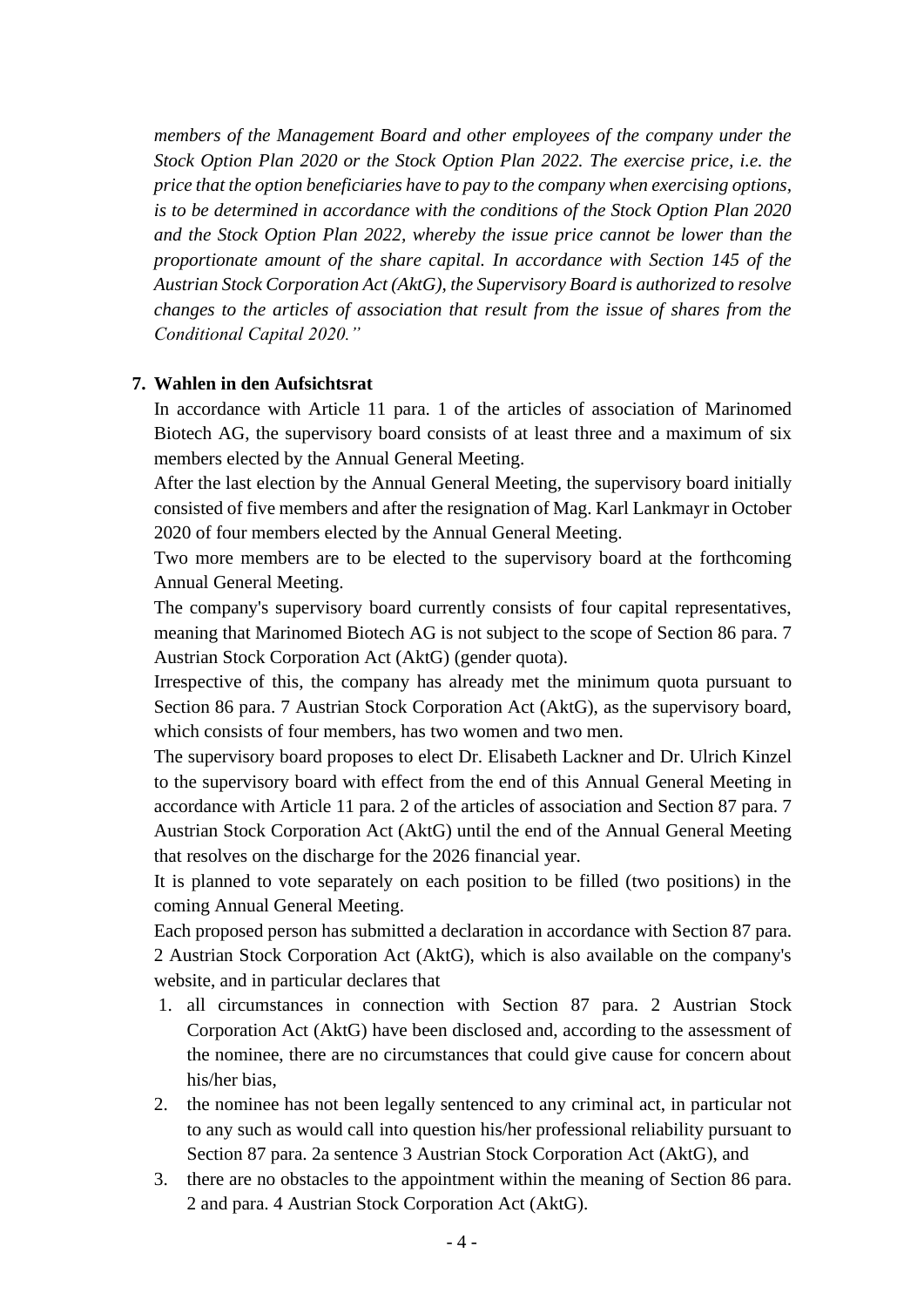*members of the Management Board and other employees of the company under the Stock Option Plan 2020 or the Stock Option Plan 2022. The exercise price, i.e. the price that the option beneficiaries have to pay to the company when exercising options, is to be determined in accordance with the conditions of the Stock Option Plan 2020 and the Stock Option Plan 2022, whereby the issue price cannot be lower than the proportionate amount of the share capital. In accordance with Section 145 of the Austrian Stock Corporation Act (AktG), the Supervisory Board is authorized to resolve changes to the articles of association that result from the issue of shares from the Conditional Capital 2020."*

**7. Wahlen in den Aufsichtsrat**

In accordance with Article 11 para. 1 of the articles of association of Marinomed Biotech AG, the supervisory board consists of at least three and a maximum of six members elected by the Annual General Meeting.

After the last election by the Annual General Meeting, the supervisory board initially consisted of five members and after the resignation of Mag. Karl Lankmayr in October 2020 of four members elected by the Annual General Meeting.

Two more members are to be elected to the supervisory board at the forthcoming Annual General Meeting.

The company's supervisory board currently consists of four capital representatives, meaning that Marinomed Biotech AG is not subject to the scope of Section 86 para. 7 Austrian Stock Corporation Act (AktG) (gender quota).

Irrespective of this, the company has already met the minimum quota pursuant to Section 86 para. 7 Austrian Stock Corporation Act (AktG), as the supervisory board, which consists of four members, has two women and two men.

The supervisory board proposes to elect Dr. Elisabeth Lackner and Dr. Ulrich Kinzel to the supervisory board with effect from the end of this Annual General Meeting in accordance with Article 11 para. 2 of the articles of association and Section 87 para. 7 Austrian Stock Corporation Act (AktG) until the end of the Annual General Meeting that resolves on the discharge for the 2026 financial year.

It is planned to vote separately on each position to be filled (two positions) in the coming Annual General Meeting.

Each proposed person has submitted a declaration in accordance with Section 87 para. 2 Austrian Stock Corporation Act (AktG), which is also available on the company's website, and in particular declares that

1. all circumstances in connection with Section 87 para. 2 Austrian Stock Corporation Act (AktG) have been disclosed and, according to the assessment of the nominee, there are no circumstances that could give cause for concern about his/her bias,
2. the nominee has not been legally sentenced to any criminal act, in particular not to any such as would call into question his/her professional reliability pursuant to Section 87 para. 2a sentence 3 Austrian Stock Corporation Act (AktG), and
3. there are no obstacles to the appointment within the meaning of Section 86 para. 2 and para. 4 Austrian Stock Corporation Act (AktG).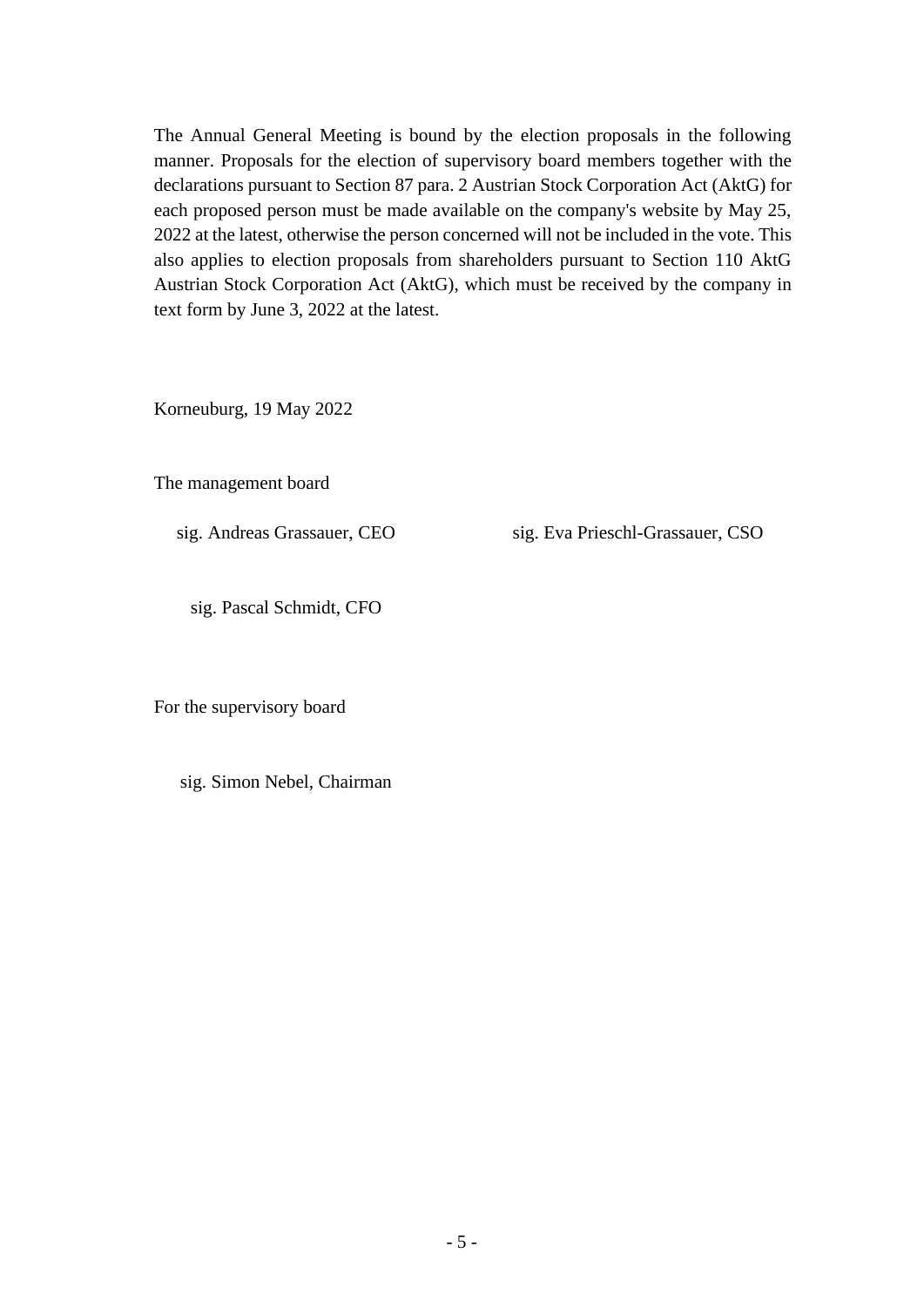The Annual General Meeting is bound by the election proposals in the following manner. Proposals for the election of supervisory board members together with the declarations pursuant to Section 87 para. 2 Austrian Stock Corporation Act (AktG) for each proposed person must be made available on the company's website by May 25, 2022 at the latest, otherwise the person concerned will not be included in the vote. This also applies to election proposals from shareholders pursuant to Section 110 AktG Austrian Stock Corporation Act (AktG), which must be received by the company in text form by June 3, 2022 at the latest.

Korneuburg, 19 May 2022

The management board

sig. Andreas Grassauer, CEO

sig. Eva Prieschl-Grassauer, CSO

sig. Pascal Schmidt, CFO

For the supervisory board

sig. Simon Nebel, Chairman